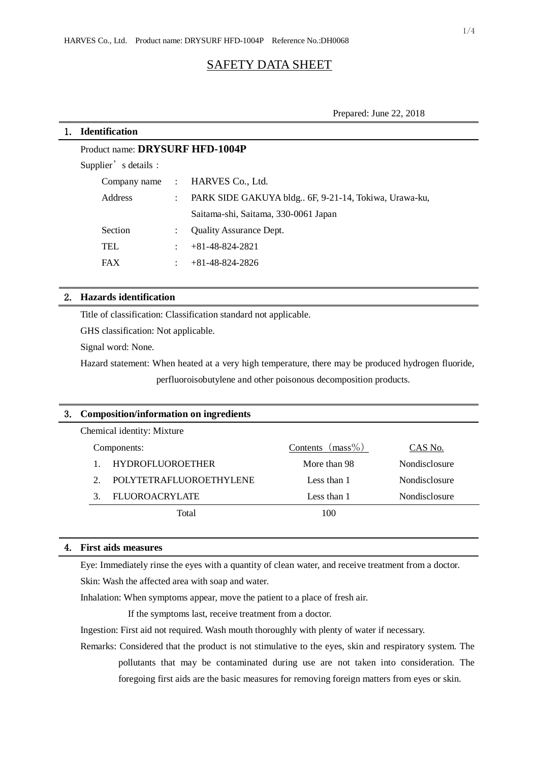# SAFETY DATA SHEET

Prepared: June 22, 2018

## 1. Identification

Product name: **DRYSURF HFD-1004P**

Supplier's details：

| | | |
|---|---|---|
| Company name | : | HARVES Co., Ltd. |
| Address | : | PARK SIDE GAKUYA bldg.. 6F, 9-21-14, Tokiwa, Urawa-ku, Saitama-shi, Saitama, 330-0061 Japan |
| Section | : | Quality Assurance Dept. |
| TEL | : | +81-48-824-2821 |
| FAX | : | +81-48-824-2826 |

## 2. Hazards identification

Title of classification: Classification standard not applicable.

GHS classification: Not applicable.

Signal word: None.

Hazard statement: When heated at a very high temperature, there may be produced hydrogen fluoride, perfluoroisobutylene and other poisonous decomposition products.

## 3. Composition/information on ingredients

Chemical identity: Mixture

| Components: | Contents（mass%） | CAS No. |
|---|---|---|
| 1. HYDROFLUOROETHER | More than 98 | Nondisclosure |
| 2. POLYTETRAFLUOROETHYLENE | Less than 1 | Nondisclosure |
| 3. FLUOROACRYLATE | Less than 1 | Nondisclosure |
| Total | 100 | |

## 4. First aids measures

Eye: Immediately rinse the eyes with a quantity of clean water, and receive treatment from a doctor.

Skin: Wash the affected area with soap and water.

Inhalation: When symptoms appear, move the patient to a place of fresh air.
If the symptoms last, receive treatment from a doctor.

Ingestion: First aid not required. Wash mouth thoroughly with plenty of water if necessary.

Remarks: Considered that the product is not stimulative to the eyes, skin and respiratory system. The pollutants that may be contaminated during use are not taken into consideration. The foregoing first aids are the basic measures for removing foreign matters from eyes or skin.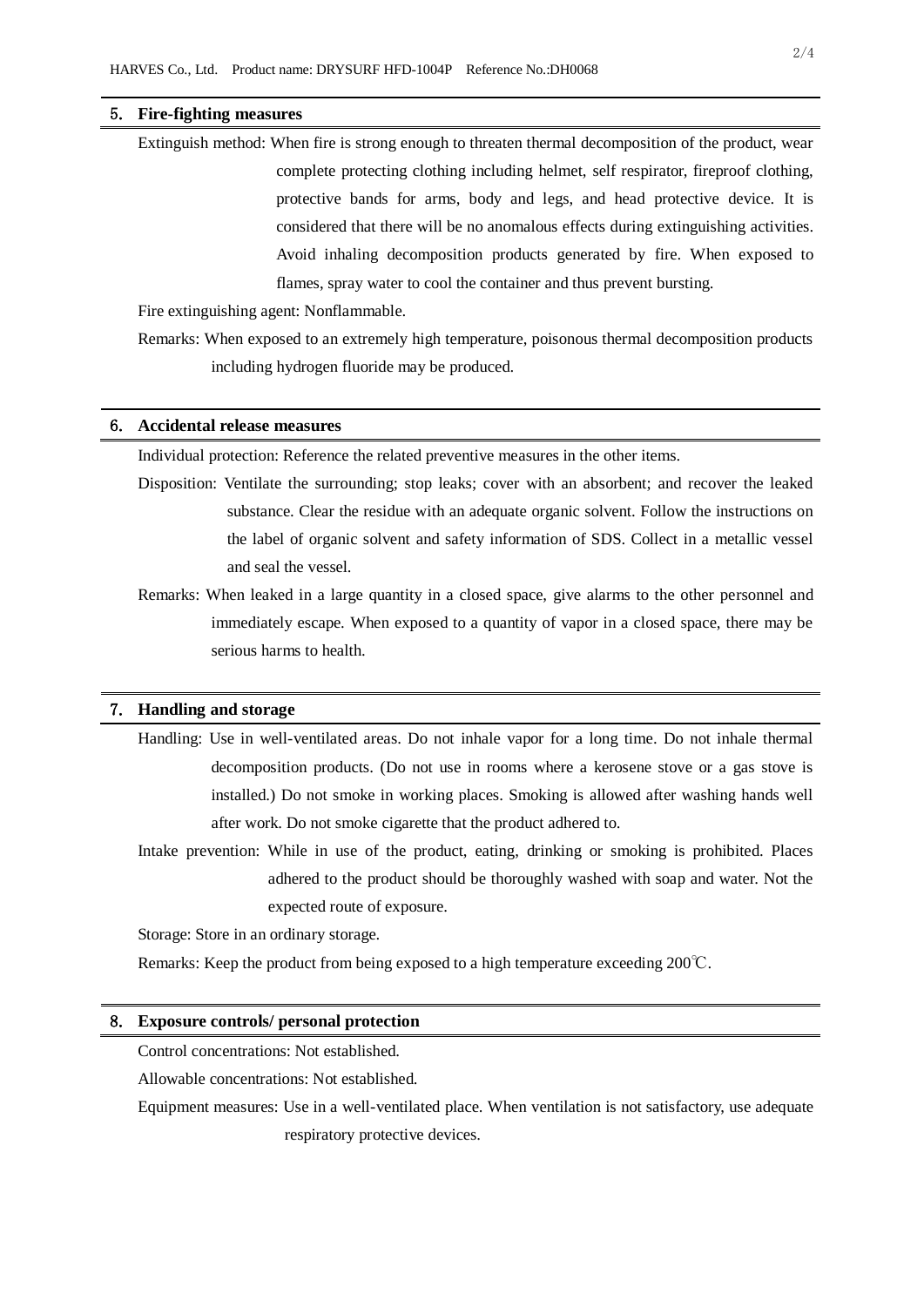## 5. Fire-fighting measures

Extinguish method: When fire is strong enough to threaten thermal decomposition of the product, wear complete protecting clothing including helmet, self respirator, fireproof clothing, protective bands for arms, body and legs, and head protective device. It is considered that there will be no anomalous effects during extinguishing activities. Avoid inhaling decomposition products generated by fire. When exposed to flames, spray water to cool the container and thus prevent bursting.

Fire extinguishing agent: Nonflammable.

Remarks: When exposed to an extremely high temperature, poisonous thermal decomposition products including hydrogen fluoride may be produced.

## 6. Accidental release measures

Individual protection: Reference the related preventive measures in the other items.

Disposition: Ventilate the surrounding; stop leaks; cover with an absorbent; and recover the leaked substance. Clear the residue with an adequate organic solvent. Follow the instructions on the label of organic solvent and safety information of SDS. Collect in a metallic vessel and seal the vessel.

Remarks: When leaked in a large quantity in a closed space, give alarms to the other personnel and immediately escape. When exposed to a quantity of vapor in a closed space, there may be serious harms to health.

## 7. Handling and storage

Handling: Use in well-ventilated areas. Do not inhale vapor for a long time. Do not inhale thermal decomposition products. (Do not use in rooms where a kerosene stove or a gas stove is installed.) Do not smoke in working places. Smoking is allowed after washing hands well after work. Do not smoke cigarette that the product adhered to.

Intake prevention: While in use of the product, eating, drinking or smoking is prohibited. Places adhered to the product should be thoroughly washed with soap and water. Not the expected route of exposure.

Storage: Store in an ordinary storage.

Remarks: Keep the product from being exposed to a high temperature exceeding 200℃.

## 8. Exposure controls/ personal protection

Control concentrations: Not established.

Allowable concentrations: Not established.

Equipment measures: Use in a well-ventilated place. When ventilation is not satisfactory, use adequate respiratory protective devices.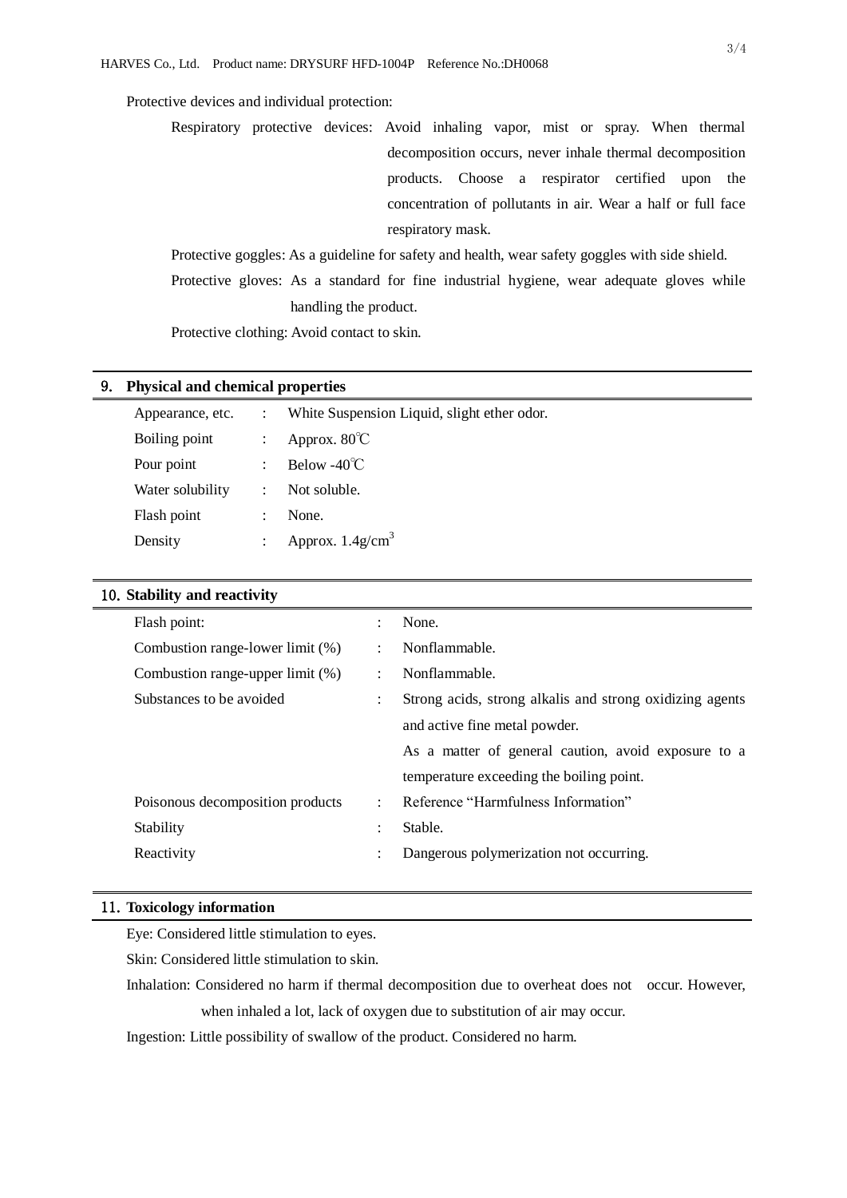Protective devices and individual protection:

Respiratory protective devices: Avoid inhaling vapor, mist or spray. When thermal decomposition occurs, never inhale thermal decomposition products. Choose a respirator certified upon the concentration of pollutants in air. Wear a half or full face respiratory mask.

Protective goggles: As a guideline for safety and health, wear safety goggles with side shield.

Protective gloves: As a standard for fine industrial hygiene, wear adequate gloves while handling the product.

Protective clothing: Avoid contact to skin.

## 9. Physical and chemical properties

| | | |
|---|---|---|
| Appearance, etc. | : | White Suspension Liquid, slight ether odor. |
| Boiling point | : | Approx. 80℃ |
| Pour point | : | Below -40℃ |
| Water solubility | : | Not soluble. |
| Flash point | : | None. |
| Density | : | Approx. 1.4g/cm$^3$ |

## 10. Stability and reactivity

| | | |
|---|---|---|
| Flash point: | : | None. |
| Combustion range-lower limit (%) | : | Nonflammable. |
| Combustion range-upper limit (%) | : | Nonflammable. |
| Substances to be avoided | : | Strong acids, strong alkalis and strong oxidizing agents and active fine metal powder. As a matter of general caution, avoid exposure to a temperature exceeding the boiling point. |
| Poisonous decomposition products | : | Reference “Harmfulness Information” |
| Stability | : | Stable. |
| Reactivity | : | Dangerous polymerization not occurring. |

## 11. Toxicology information

Eye: Considered little stimulation to eyes.

Skin: Considered little stimulation to skin.

Inhalation: Considered no harm if thermal decomposition due to overheat does not occur. However, when inhaled a lot, lack of oxygen due to substitution of air may occur.

Ingestion: Little possibility of swallow of the product. Considered no harm.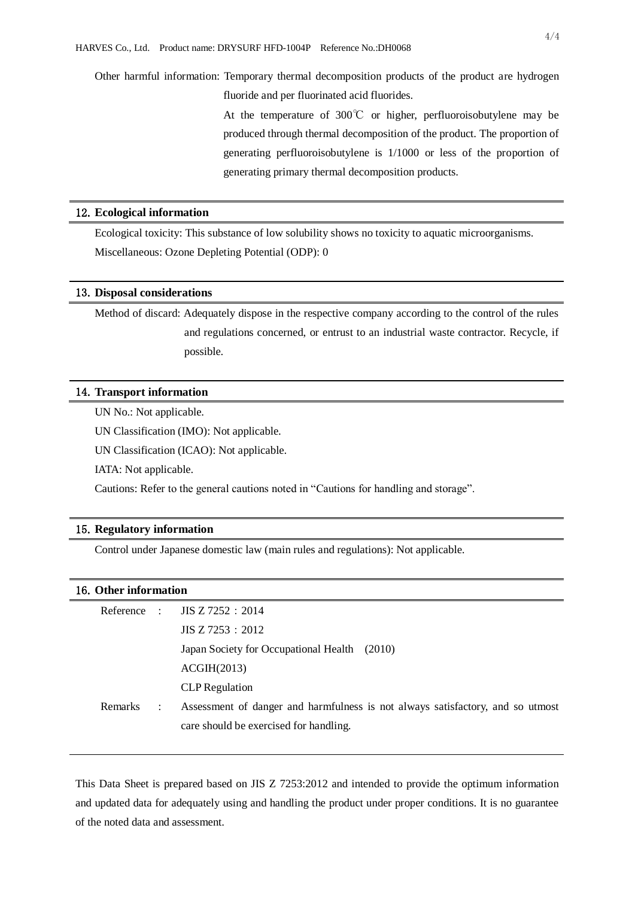Other harmful information: Temporary thermal decomposition products of the product are hydrogen fluoride and per fluorinated acid fluorides.

At the temperature of 300℃ or higher, perfluoroisobutylene may be produced through thermal decomposition of the product. The proportion of generating perfluoroisobutylene is 1/1000 or less of the proportion of generating primary thermal decomposition products.

## 12. Ecological information

Ecological toxicity: This substance of low solubility shows no toxicity to aquatic microorganisms.

Miscellaneous: Ozone Depleting Potential (ODP): 0

## 13. Disposal considerations

Method of discard: Adequately dispose in the respective company according to the control of the rules and regulations concerned, or entrust to an industrial waste contractor. Recycle, if possible.

## 14. Transport information

UN No.: Not applicable.

UN Classification (IMO): Not applicable.

UN Classification (ICAO): Not applicable.

IATA: Not applicable.

Cautions: Refer to the general cautions noted in “Cautions for handling and storage”.

## 15. Regulatory information

Control under Japanese domestic law (main rules and regulations): Not applicable.

## 16. Other information

Reference : JIS Z 7252：2014
JIS Z 7253：2012
Japan Society for Occupational Health (2010)
ACGIH(2013)
CLP Regulation

Remarks : Assessment of danger and harmfulness is not always satisfactory, and so utmost care should be exercised for handling.

This Data Sheet is prepared based on JIS Z 7253:2012 and intended to provide the optimum information and updated data for adequately using and handling the product under proper conditions. It is no guarantee of the noted data and assessment.